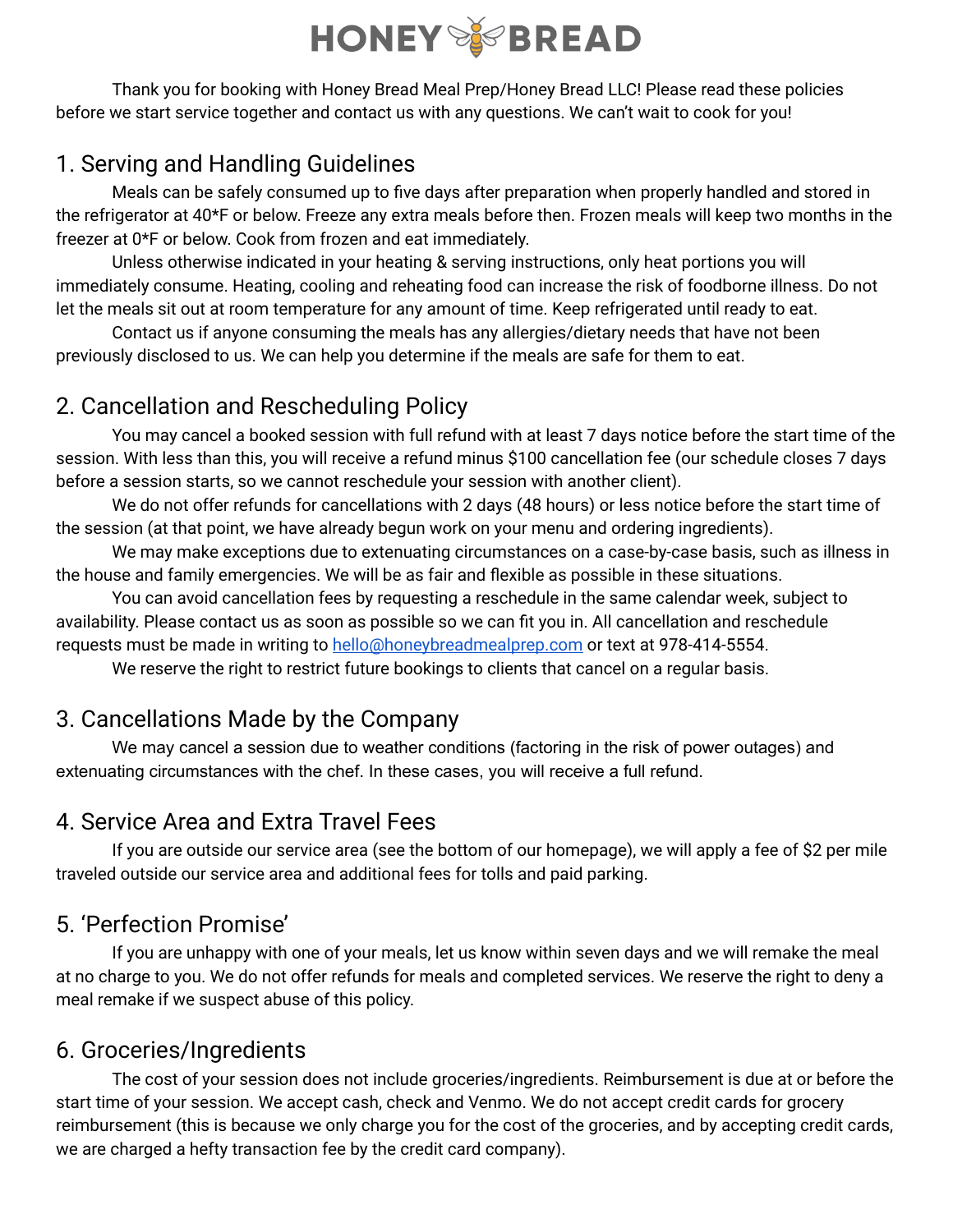# HONEY BREAD

Thank you for booking with Honey Bread Meal Prep/Honey Bread LLC! Please read these policies before we start service together and contact us with any questions. We can't wait to cook for you!

## 1. Serving and Handling Guidelines

Meals can be safely consumed up to five days after preparation when properly handled and stored in the refrigerator at 40*F or below. Freeze any extra meals before then. Frozen meals will keep two months in the freezer at 0*F or below. Cook from frozen and eat immediately.

Unless otherwise indicated in your heating & serving instructions, only heat portions you will immediately consume. Heating, cooling and reheating food can increase the risk of foodborne illness. Do not let the meals sit out at room temperature for any amount of time. Keep refrigerated until ready to eat.

Contact us if anyone consuming the meals has any allergies/dietary needs that have not been previously disclosed to us. We can help you determine if the meals are safe for them to eat.

## 2. Cancellation and Rescheduling Policy

You may cancel a booked session with full refund with at least 7 days notice before the start time of the session. With less than this, you will receive a refund minus $100 cancellation fee (our schedule closes 7 days before a session starts, so we cannot reschedule your session with another client).

We do not offer refunds for cancellations with 2 days (48 hours) or less notice before the start time of the session (at that point, we have already begun work on your menu and ordering ingredients).

We may make exceptions due to extenuating circumstances on a case-by-case basis, such as illness in the house and family emergencies. We will be as fair and flexible as possible in these situations.

You can avoid cancellation fees by requesting a reschedule in the same calendar week, subject to availability. Please contact us as soon as possible so we can fit you in. All cancellation and reschedule requests must be made in writing to hello@honeybreadmealprep.com or text at 978-414-5554.

We reserve the right to restrict future bookings to clients that cancel on a regular basis.

## 3. Cancellations Made by the Company

We may cancel a session due to weather conditions (factoring in the risk of power outages) and extenuating circumstances with the chef. In these cases, you will receive a full refund.

## 4. Service Area and Extra Travel Fees

If you are outside our service area (see the bottom of our homepage), we will apply a fee of $2 per mile traveled outside our service area and additional fees for tolls and paid parking.

## 5. 'Perfection Promise'

If you are unhappy with one of your meals, let us know within seven days and we will remake the meal at no charge to you. We do not offer refunds for meals and completed services. We reserve the right to deny a meal remake if we suspect abuse of this policy.

## 6. Groceries/Ingredients

The cost of your session does not include groceries/ingredients. Reimbursement is due at or before the start time of your session. We accept cash, check and Venmo. We do not accept credit cards for grocery reimbursement (this is because we only charge you for the cost of the groceries, and by accepting credit cards, we are charged a hefty transaction fee by the credit card company).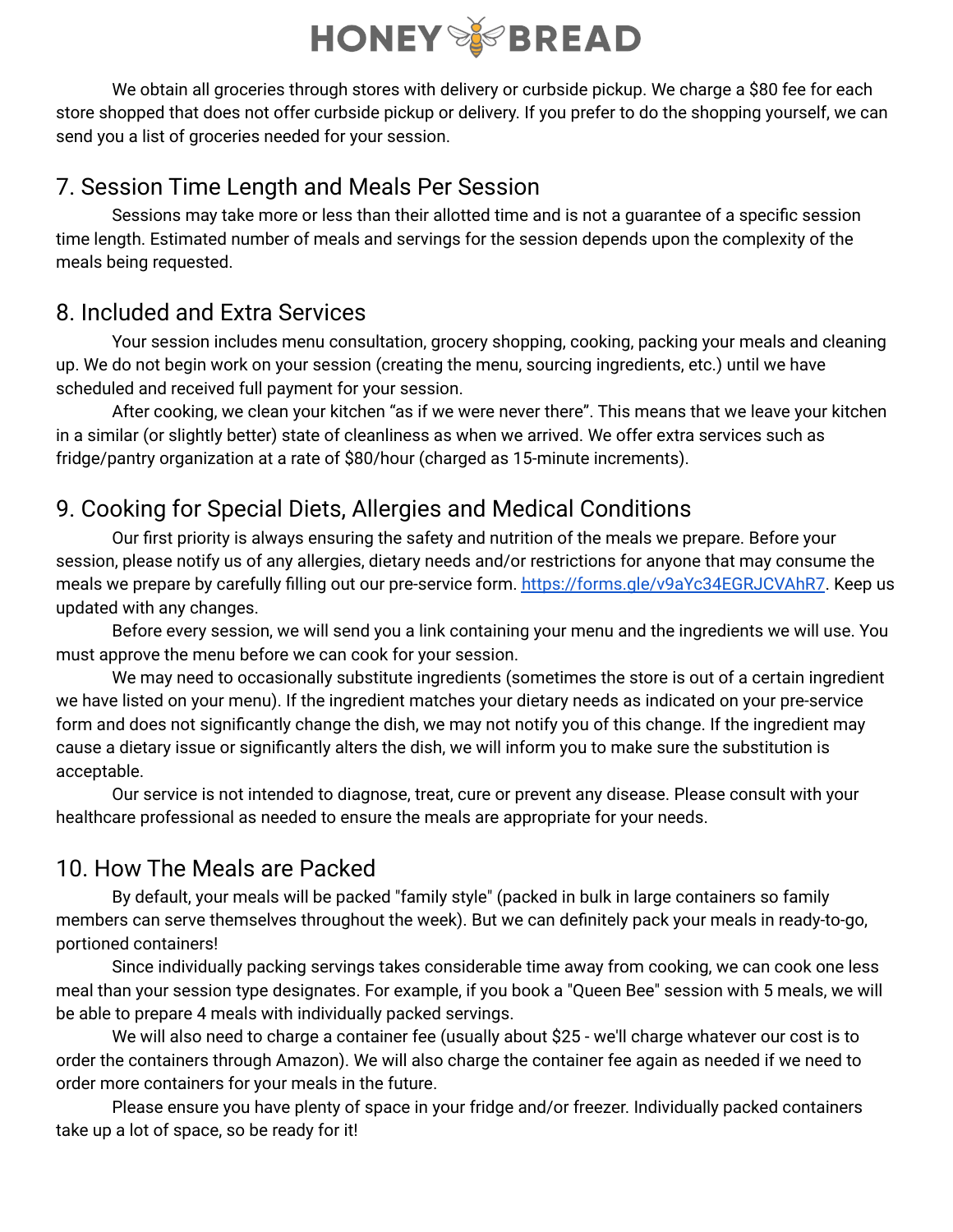We obtain all groceries through stores with delivery or curbside pickup. We charge a $80 fee for each store shopped that does not offer curbside pickup or delivery. If you prefer to do the shopping yourself, we can send you a list of groceries needed for your session.

## 7. Session Time Length and Meals Per Session

Sessions may take more or less than their allotted time and is not a guarantee of a specific session time length. Estimated number of meals and servings for the session depends upon the complexity of the meals being requested.

## 8. Included and Extra Services

Your session includes menu consultation, grocery shopping, cooking, packing your meals and cleaning up. We do not begin work on your session (creating the menu, sourcing ingredients, etc.) until we have scheduled and received full payment for your session.

After cooking, we clean your kitchen "as if we were never there". This means that we leave your kitchen in a similar (or slightly better) state of cleanliness as when we arrived. We offer extra services such as fridge/pantry organization at a rate of $80/hour (charged as 15-minute increments).

## 9. Cooking for Special Diets, Allergies and Medical Conditions

Our first priority is always ensuring the safety and nutrition of the meals we prepare. Before your session, please notify us of any allergies, dietary needs and/or restrictions for anyone that may consume the meals we prepare by carefully filling out our pre-service form. [https://forms.gle/v9aYc34EGRJCVAhR7](https://forms.gle/v9aYc34EGRJCVAhR7). Keep us updated with any changes.

Before every session, we will send you a link containing your menu and the ingredients we will use. You must approve the menu before we can cook for your session.

We may need to occasionally substitute ingredients (sometimes the store is out of a certain ingredient we have listed on your menu). If the ingredient matches your dietary needs as indicated on your pre-service form and does not significantly change the dish, we may not notify you of this change. If the ingredient may cause a dietary issue or significantly alters the dish, we will inform you to make sure the substitution is acceptable.

Our service is not intended to diagnose, treat, cure or prevent any disease. Please consult with your healthcare professional as needed to ensure the meals are appropriate for your needs.

## 10. How The Meals are Packed

By default, your meals will be packed "family style" (packed in bulk in large containers so family members can serve themselves throughout the week). But we can definitely pack your meals in ready-to-go, portioned containers!

Since individually packing servings takes considerable time away from cooking, we can cook one less meal than your session type designates. For example, if you book a "Queen Bee" session with 5 meals, we will be able to prepare 4 meals with individually packed servings.

We will also need to charge a container fee (usually about $25 - we'll charge whatever our cost is to order the containers through Amazon). We will also charge the container fee again as needed if we need to order more containers for your meals in the future.

Please ensure you have plenty of space in your fridge and/or freezer. Individually packed containers take up a lot of space, so be ready for it!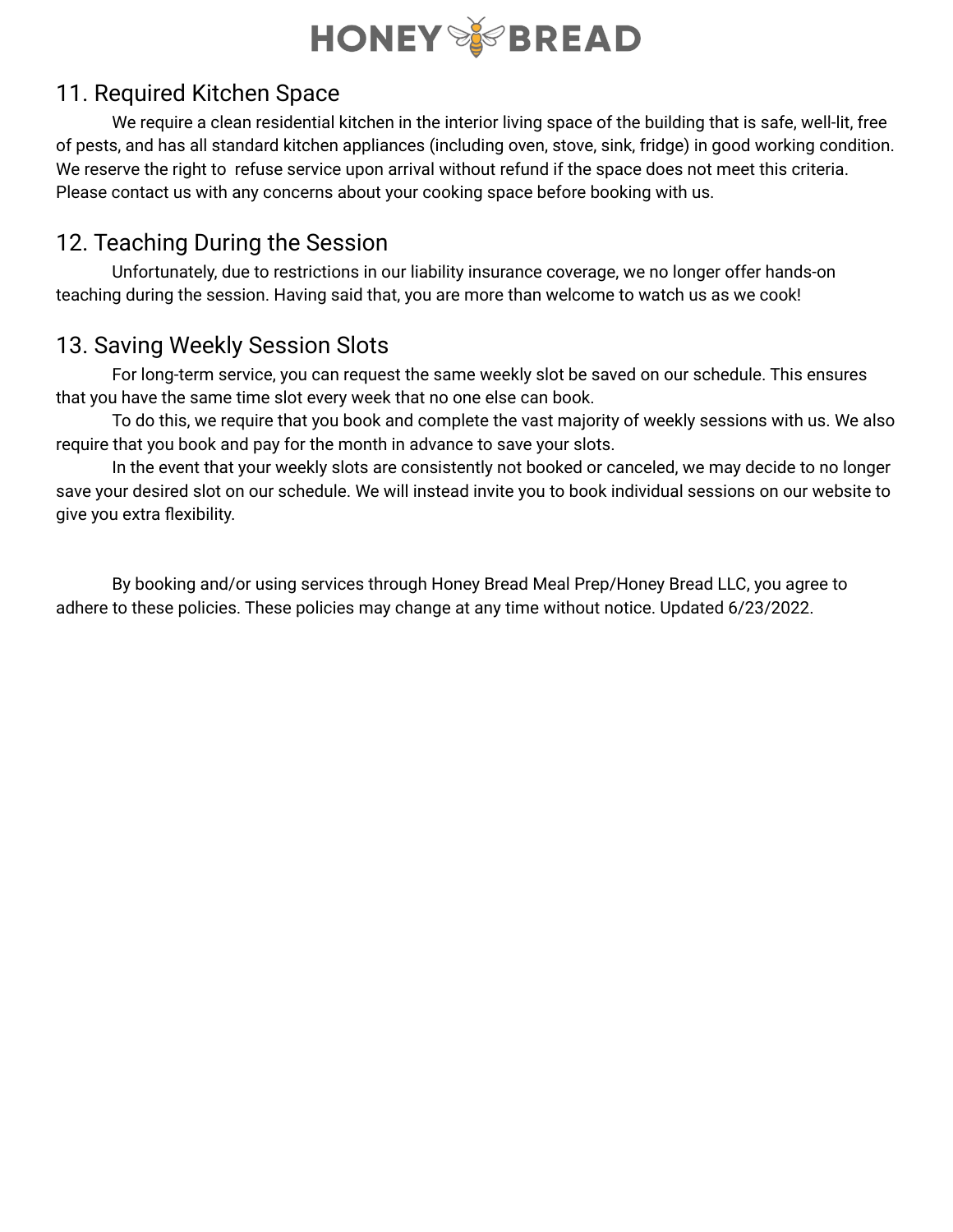## 11. Required Kitchen Space

We require a clean residential kitchen in the interior living space of the building that is safe, well-lit, free of pests, and has all standard kitchen appliances (including oven, stove, sink, fridge) in good working condition. We reserve the right to refuse service upon arrival without refund if the space does not meet this criteria. Please contact us with any concerns about your cooking space before booking with us.

## 12. Teaching During the Session

Unfortunately, due to restrictions in our liability insurance coverage, we no longer offer hands-on teaching during the session. Having said that, you are more than welcome to watch us as we cook!

## 13. Saving Weekly Session Slots

For long-term service, you can request the same weekly slot be saved on our schedule. This ensures that you have the same time slot every week that no one else can book.

To do this, we require that you book and complete the vast majority of weekly sessions with us. We also require that you book and pay for the month in advance to save your slots.

In the event that your weekly slots are consistently not booked or canceled, we may decide to no longer save your desired slot on our schedule. We will instead invite you to book individual sessions on our website to give you extra flexibility.

By booking and/or using services through Honey Bread Meal Prep/Honey Bread LLC, you agree to adhere to these policies. These policies may change at any time without notice. Updated 6/23/2022.